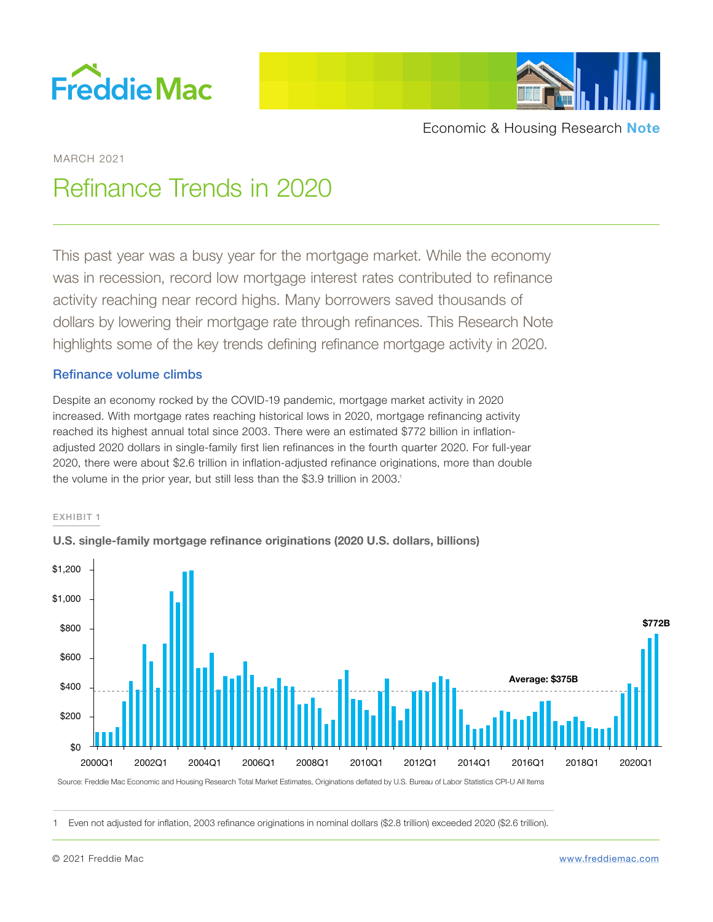Economic & Housing Research **Note**

MARCH 2021

# Refinance Trends in 2020

This past year was a busy year for the mortgage market. While the economy was in recession, record low mortgage interest rates contributed to refinance activity reaching near record highs. Many borrowers saved thousands of dollars by lowering their mortgage rate through refinances. This Research Note highlights some of the key trends defining refinance mortgage activity in 2020.

## Refinance volume climbs

Despite an economy rocked by the COVID-19 pandemic, mortgage market activity in 2020 increased. With mortgage rates reaching historical lows in 2020, mortgage refinancing activity reached its highest annual total since 2003. There were an estimated $772 billion in inflation-adjusted 2020 dollars in single-family first lien refinances in the fourth quarter 2020. For full-year 2020, there were about $2.6 trillion in inflation-adjusted refinance originations, more than double the volume in the prior year, but still less than the $3.9 trillion in 2003.[1]

EXHIBIT 1

**U.S. single-family mortgage refinance originations (2020 U.S. dollars, billions)**

Source: Freddie Mac Economic and Housing Research Total Market Estimates, Originations deflated by U.S. Bureau of Labor Statistics CPI-U All Items

1 Even not adjusted for inflation, 2003 refinance originations in nominal dollars ($2.8 trillion) exceeded 2020 ($2.6 trillion).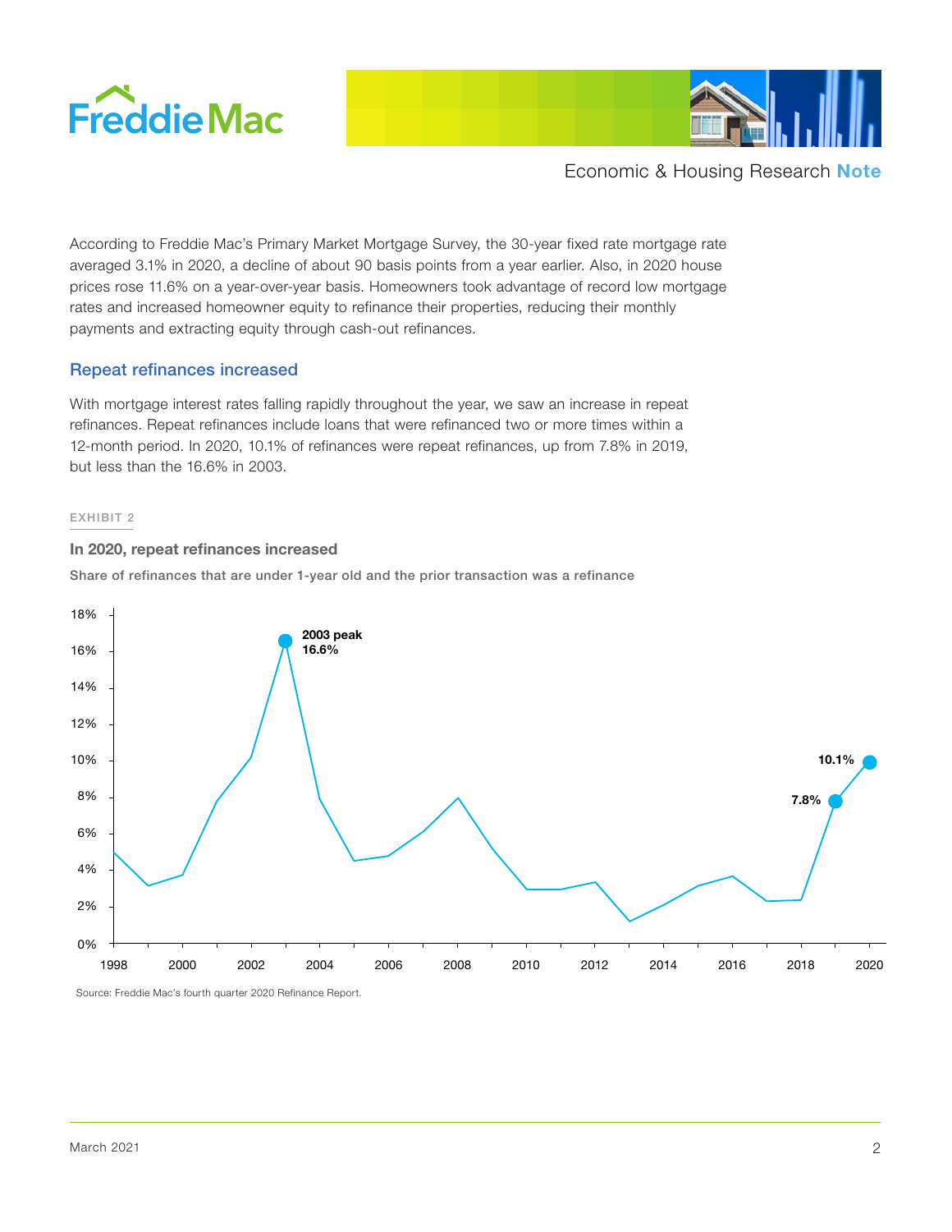According to Freddie Mac's Primary Market Mortgage Survey, the 30-year fixed rate mortgage rate averaged 3.1% in 2020, a decline of about 90 basis points from a year earlier. Also, in 2020 house prices rose 11.6% on a year-over-year basis. Homeowners took advantage of record low mortgage rates and increased homeowner equity to refinance their properties, reducing their monthly payments and extracting equity through cash-out refinances.

## Repeat refinances increased

With mortgage interest rates falling rapidly throughout the year, we saw an increase in repeat refinances. Repeat refinances include loans that were refinanced two or more times within a 12-month period. In 2020, 10.1% of refinances were repeat refinances, up from 7.8% in 2019, but less than the 16.6% in 2003.

EXHIBIT 2

**In 2020, repeat refinances increased**

Share of refinances that are under 1-year old and the prior transaction was a refinance

Source: Freddie Mac's fourth quarter 2020 Refinance Report.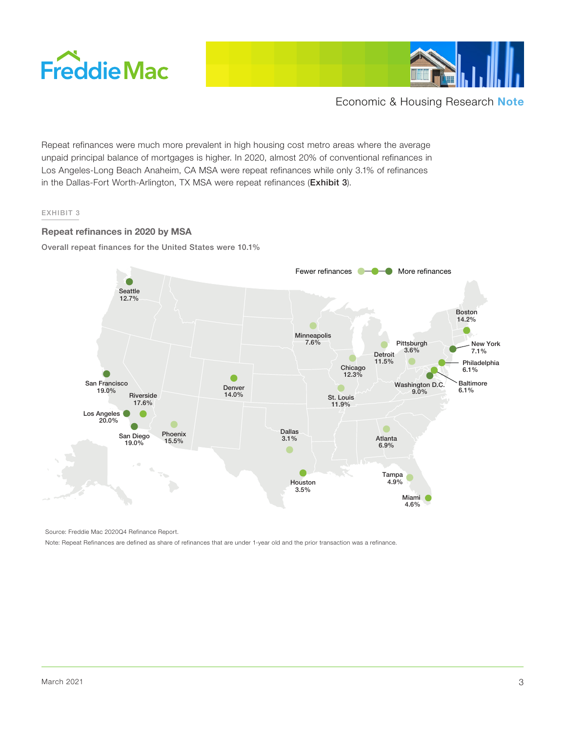Repeat refinances were much more prevalent in high housing cost metro areas where the average unpaid principal balance of mortgages is higher. In 2020, almost 20% of conventional refinances in Los Angeles-Long Beach Anaheim, CA MSA were repeat refinances while only 3.1% of refinances in the Dallas-Fort Worth-Arlington, TX MSA were repeat refinances (**Exhibit 3**).

EXHIBIT 3

### Repeat refinances in 2020 by MSA

Overall repeat finances for the United States were 10.1%

Fewer refinances — More refinances

Seattle 12.7%

San Francisco 19.0%

Riverside 17.6%

Los Angeles 20.0%

San Diego 19.0%

Phoenix 15.5%

Denver 14.0%

Dallas 3.1%

Houston 3.5%

Minneapolis 7.6%

St. Louis 11.9%

Chicago 12.3%

Detroit 11.5%

Atlanta 6.9%

Tampa 4.9%

Miami 4.6%

Pittsburgh 3.6%

Washington D.C. 9.0%

Baltimore 6.1%

Philadelphia 6.1%

New York 7.1%

Boston 14.2%

Source: Freddie Mac 2020Q4 Refinance Report.

Note: Repeat Refinances are defined as share of refinances that are under 1-year old and the prior transaction was a refinance.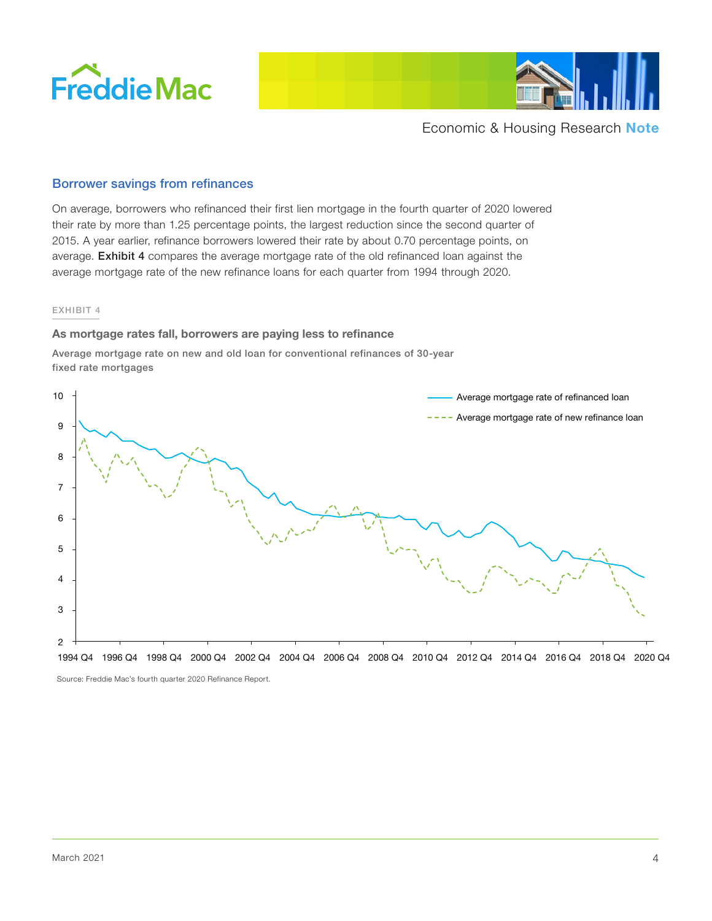## Borrower savings from refinances

On average, borrowers who refinanced their first lien mortgage in the fourth quarter of 2020 lowered their rate by more than 1.25 percentage points, the largest reduction since the second quarter of 2015. A year earlier, refinance borrowers lowered their rate by about 0.70 percentage points, on average. **Exhibit 4** compares the average mortgage rate of the old refinanced loan against the average mortgage rate of the new refinance loans for each quarter from 1994 through 2020.

EXHIBIT 4

### As mortgage rates fall, borrowers are paying less to refinance

Average mortgage rate on new and old loan for conventional refinances of 30-year fixed rate mortgages

Source: Freddie Mac's fourth quarter 2020 Refinance Report.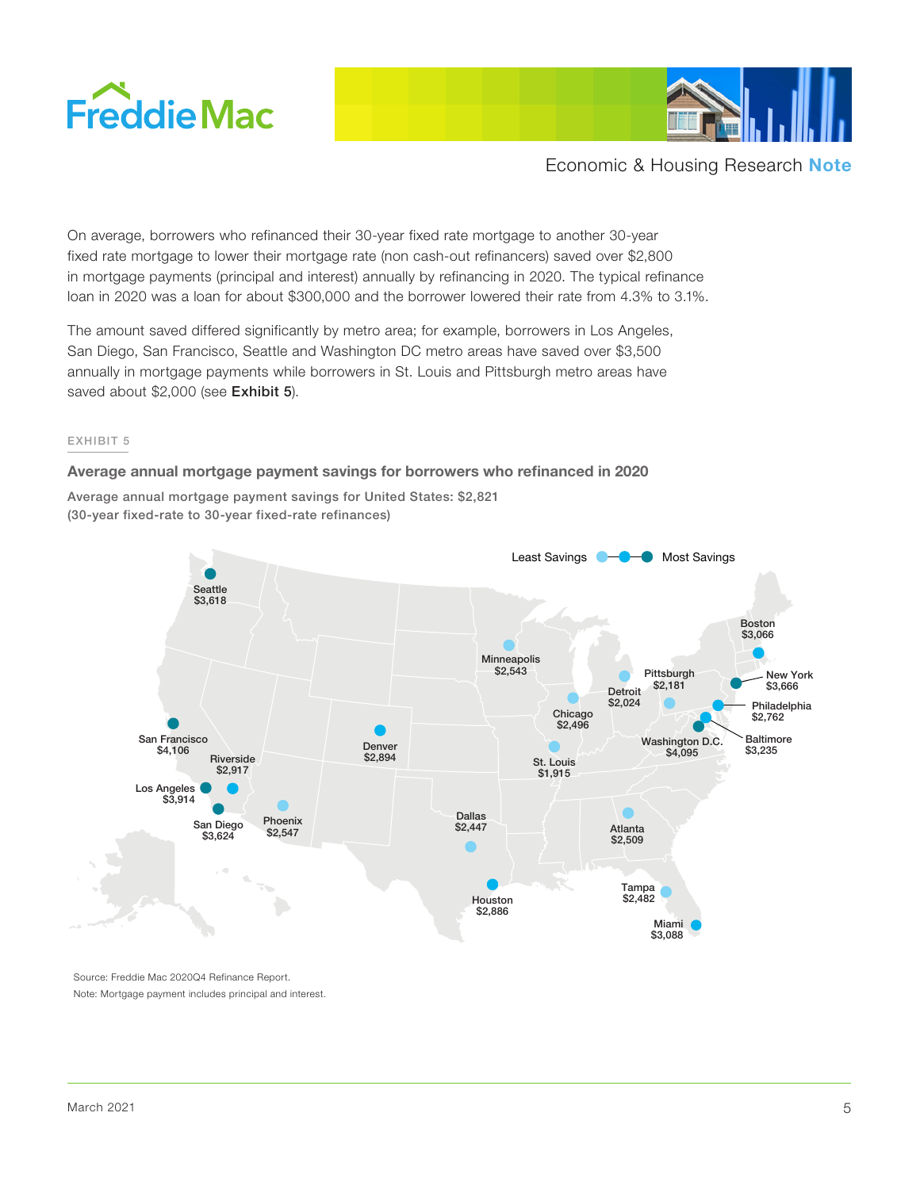On average, borrowers who refinanced their 30-year fixed rate mortgage to another 30-year fixed rate mortgage to lower their mortgage rate (non cash-out refinancers) saved over $2,800 in mortgage payments (principal and interest) annually by refinancing in 2020. The typical refinance loan in 2020 was a loan for about $300,000 and the borrower lowered their rate from 4.3% to 3.1%.

The amount saved differed significantly by metro area; for example, borrowers in Los Angeles, San Diego, San Francisco, Seattle and Washington DC metro areas have saved over $3,500 annually in mortgage payments while borrowers in St. Louis and Pittsburgh metro areas have saved about $2,000 (see **Exhibit 5**).

EXHIBIT 5

**Average annual mortgage payment savings for borrowers who refinanced in 2020**

Average annual mortgage payment savings for United States: $2,821
(30-year fixed-rate to 30-year fixed-rate refinances)

Least Savings — Most Savings

| Metro | Savings |
| --- | --- |
| Seattle | $3,618 |
| San Francisco | $4,106 |
| Riverside | $2,917 |
| Los Angeles | $3,914 |
| San Diego | $3,624 |
| Phoenix | $2,547 |
| Denver | $2,894 |
| Dallas | $2,447 |
| Houston | $2,886 |
| Minneapolis | $2,543 |
| Chicago | $2,496 |
| St. Louis | $1,915 |
| Detroit | $2,024 |
| Pittsburgh | $2,181 |
| Atlanta | $2,509 |
| Tampa | $2,482 |
| Miami | $3,088 |
| Washington D.C. | $4,095 |
| Baltimore | $3,235 |
| Philadelphia | $2,762 |
| New York | $3,666 |
| Boston | $3,066 |

Source: Freddie Mac 2020Q4 Refinance Report.
Note: Mortgage payment includes principal and interest.

March 2021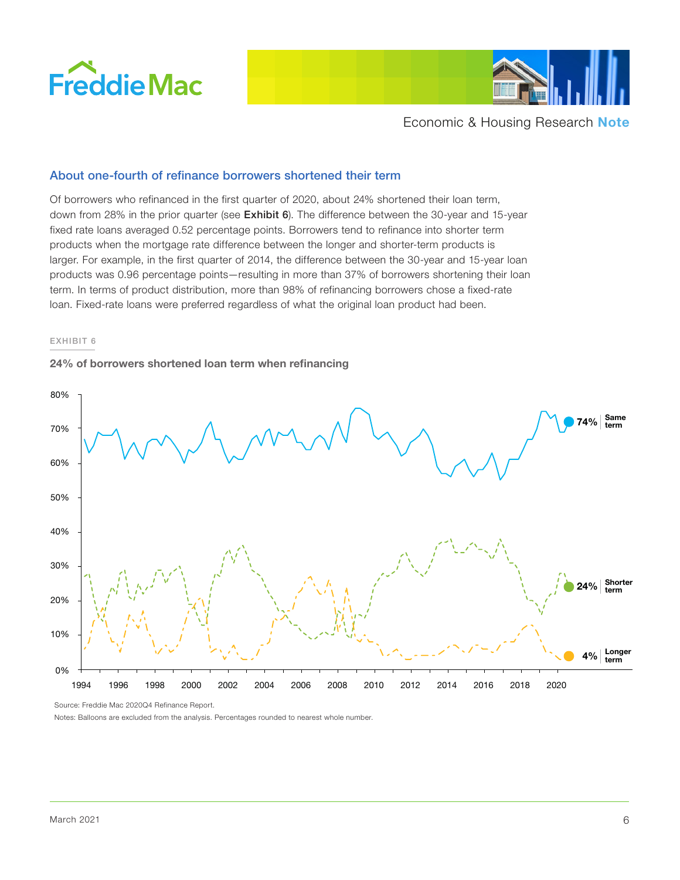## About one-fourth of refinance borrowers shortened their term

Of borrowers who refinanced in the first quarter of 2020, about 24% shortened their loan term, down from 28% in the prior quarter (see **Exhibit 6**). The difference between the 30-year and 15-year fixed rate loans averaged 0.52 percentage points. Borrowers tend to refinance into shorter term products when the mortgage rate difference between the longer and shorter-term products is larger. For example, in the first quarter of 2014, the difference between the 30-year and 15-year loan products was 0.96 percentage points—resulting in more than 37% of borrowers shortening their loan term. In terms of product distribution, more than 98% of refinancing borrowers chose a fixed-rate loan. Fixed-rate loans were preferred regardless of what the original loan product had been.

EXHIBIT 6

**24% of borrowers shortened loan term when refinancing**

Source: Freddie Mac 2020Q4 Refinance Report.

Notes: Balloons are excluded from the analysis. Percentages rounded to nearest whole number.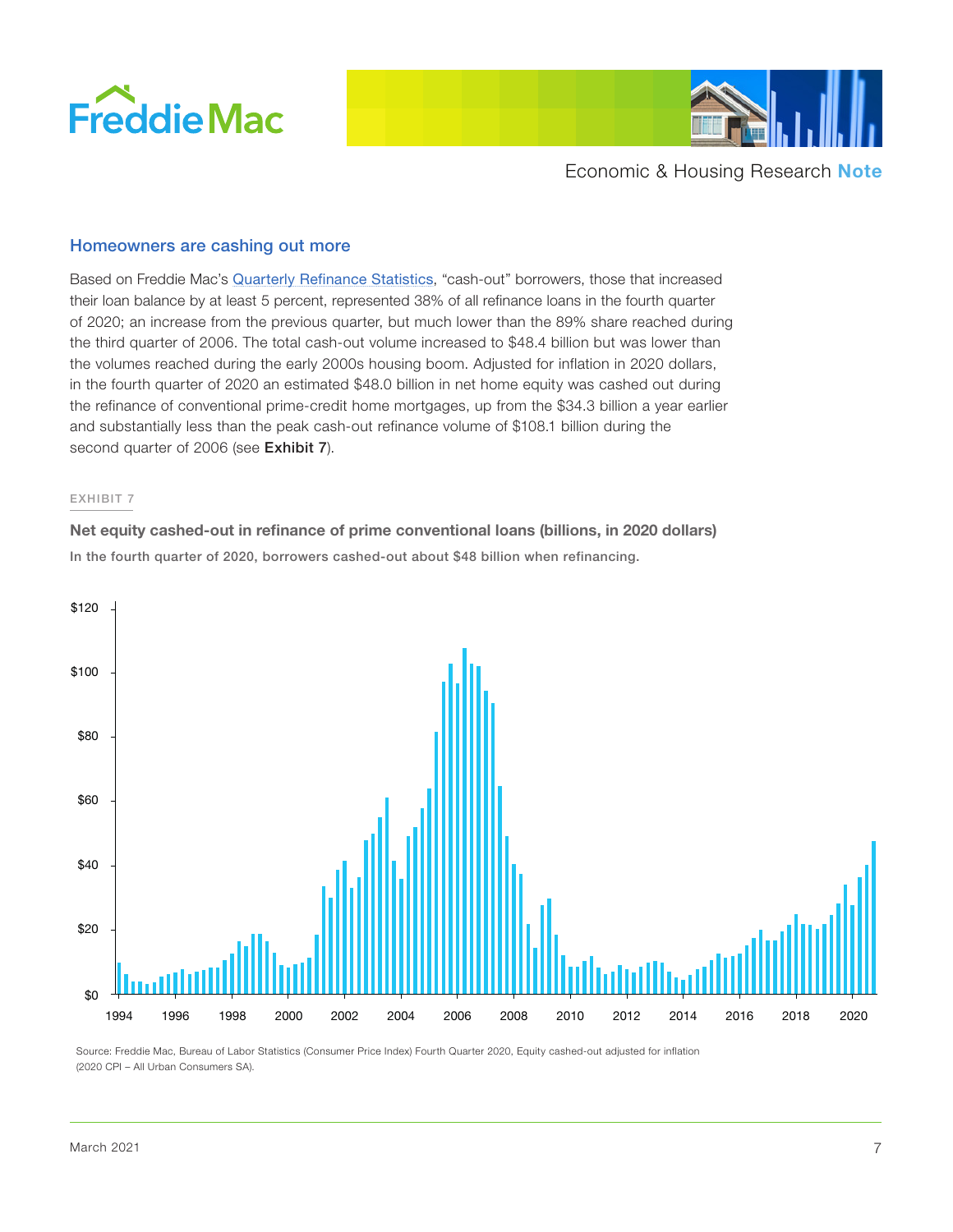## Homeowners are cashing out more

Based on Freddie Mac's Quarterly Refinance Statistics, "cash-out" borrowers, those that increased their loan balance by at least 5 percent, represented 38% of all refinance loans in the fourth quarter of 2020; an increase from the previous quarter, but much lower than the 89% share reached during the third quarter of 2006. The total cash-out volume increased to $48.4 billion but was lower than the volumes reached during the early 2000s housing boom. Adjusted for inflation in 2020 dollars, in the fourth quarter of 2020 an estimated $48.0 billion in net home equity was cashed out during the refinance of conventional prime-credit home mortgages, up from the $34.3 billion a year earlier and substantially less than the peak cash-out refinance volume of $108.1 billion during the second quarter of 2006 (see **Exhibit 7**).

EXHIBIT 7

**Net equity cashed-out in refinance of prime conventional loans (billions, in 2020 dollars)**

In the fourth quarter of 2020, borrowers cashed-out about $48 billion when refinancing.

Source: Freddie Mac, Bureau of Labor Statistics (Consumer Price Index) Fourth Quarter 2020, Equity cashed-out adjusted for inflation (2020 CPI – All Urban Consumers SA).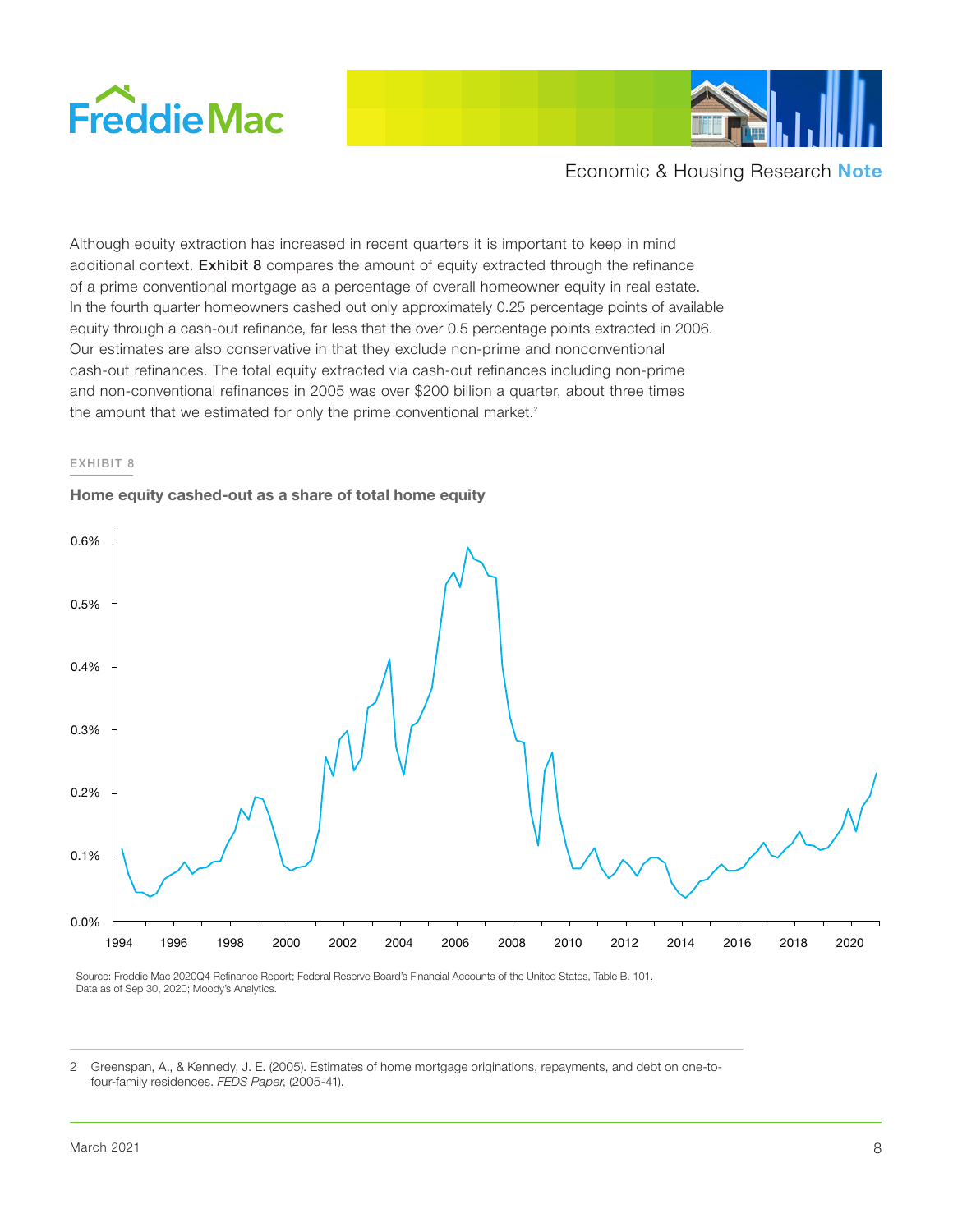Although equity extraction has increased in recent quarters it is important to keep in mind additional context. **Exhibit 8** compares the amount of equity extracted through the refinance of a prime conventional mortgage as a percentage of overall homeowner equity in real estate. In the fourth quarter homeowners cashed out only approximately 0.25 percentage points of available equity through a cash-out refinance, far less that the over 0.5 percentage points extracted in 2006. Our estimates are also conservative in that they exclude non-prime and nonconventional cash-out refinances. The total equity extracted via cash-out refinances including non-prime and non-conventional refinances in 2005 was over $200 billion a quarter, about three times the amount that we estimated for only the prime conventional market.[2]

EXHIBIT 8

**Home equity cashed-out as a share of total home equity**

Source: Freddie Mac 2020Q4 Refinance Report; Federal Reserve Board's Financial Accounts of the United States, Table B. 101. Data as of Sep 30, 2020; Moody's Analytics.

---

2 Greenspan, A., & Kennedy, J. E. (2005). Estimates of home mortgage originations, repayments, and debt on one-to-four-family residences. *FEDS Paper*, (2005-41).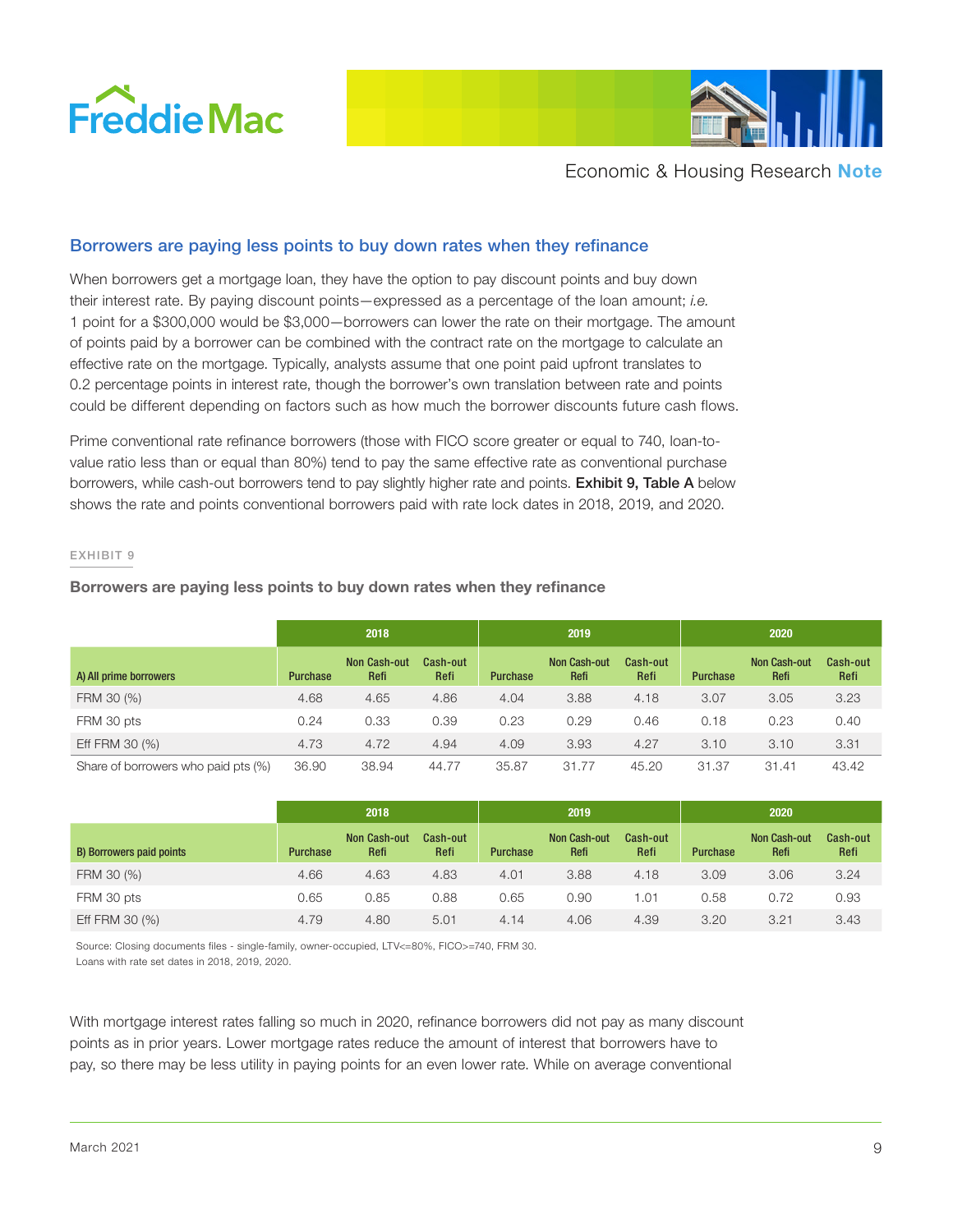## Borrowers are paying less points to buy down rates when they refinance

When borrowers get a mortgage loan, they have the option to pay discount points and buy down their interest rate. By paying discount points—expressed as a percentage of the loan amount; *i.e.* 1 point for a $300,000 would be $3,000—borrowers can lower the rate on their mortgage. The amount of points paid by a borrower can be combined with the contract rate on the mortgage to calculate an effective rate on the mortgage. Typically, analysts assume that one point paid upfront translates to 0.2 percentage points in interest rate, though the borrower's own translation between rate and points could be different depending on factors such as how much the borrower discounts future cash flows.

Prime conventional rate refinance borrowers (those with FICO score greater or equal to 740, loan-to-value ratio less than or equal than 80%) tend to pay the same effective rate as conventional purchase borrowers, while cash-out borrowers tend to pay slightly higher rate and points. **Exhibit 9, Table A** below shows the rate and points conventional borrowers paid with rate lock dates in 2018, 2019, and 2020.

EXHIBIT 9

**Borrowers are paying less points to buy down rates when they refinance**

| | 2018 | | | 2019 | | | 2020 | | |
|---|---|---|---|---|---|---|---|---|---|
| **A) All prime borrowers** | Purchase | Non Cash-out Refi | Cash-out Refi | Purchase | Non Cash-out Refi | Cash-out Refi | Purchase | Non Cash-out Refi | Cash-out Refi |
| FRM 30 (%) | 4.68 | 4.65 | 4.86 | 4.04 | 3.88 | 4.18 | 3.07 | 3.05 | 3.23 |
| FRM 30 pts | 0.24 | 0.33 | 0.39 | 0.23 | 0.29 | 0.46 | 0.18 | 0.23 | 0.40 |
| Eff FRM 30 (%) | 4.73 | 4.72 | 4.94 | 4.09 | 3.93 | 4.27 | 3.10 | 3.10 | 3.31 |
| Share of borrowers who paid pts (%) | 36.90 | 38.94 | 44.77 | 35.87 | 31.77 | 45.20 | 31.37 | 31.41 | 43.42 |

| | 2018 | | | 2019 | | | 2020 | | |
|---|---|---|---|---|---|---|---|---|---|
| **B) Borrowers paid points** | Purchase | Non Cash-out Refi | Cash-out Refi | Purchase | Non Cash-out Refi | Cash-out Refi | Purchase | Non Cash-out Refi | Cash-out Refi |
| FRM 30 (%) | 4.66 | 4.63 | 4.83 | 4.01 | 3.88 | 4.18 | 3.09 | 3.06 | 3.24 |
| FRM 30 pts | 0.65 | 0.85 | 0.88 | 0.65 | 0.90 | 1.01 | 0.58 | 0.72 | 0.93 |
| Eff FRM 30 (%) | 4.79 | 4.80 | 5.01 | 4.14 | 4.06 | 4.39 | 3.20 | 3.21 | 3.43 |

Source: Closing documents files - single-family, owner-occupied, LTV<=80%, FICO>=740, FRM 30.
Loans with rate set dates in 2018, 2019, 2020.

With mortgage interest rates falling so much in 2020, refinance borrowers did not pay as many discount points as in prior years. Lower mortgage rates reduce the amount of interest that borrowers have to pay, so there may be less utility in paying points for an even lower rate. While on average conventional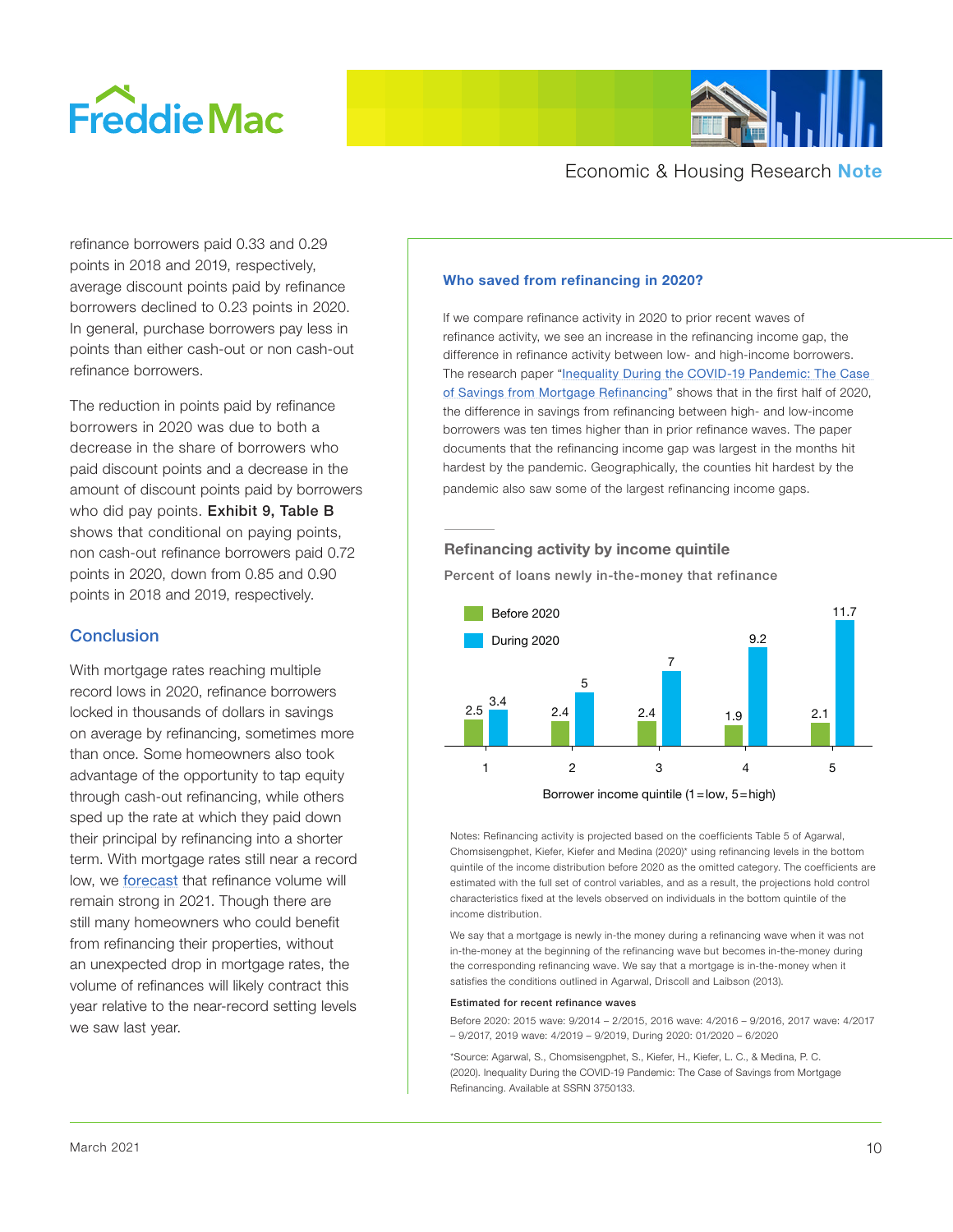refinance borrowers paid 0.33 and 0.29 points in 2018 and 2019, respectively, average discount points paid by refinance borrowers declined to 0.23 points in 2020. In general, purchase borrowers pay less in points than either cash-out or non cash-out refinance borrowers.

The reduction in points paid by refinance borrowers in 2020 was due to both a decrease in the share of borrowers who paid discount points and a decrease in the amount of discount points paid by borrowers who did pay points. **Exhibit 9, Table B** shows that conditional on paying points, non cash-out refinance borrowers paid 0.72 points in 2020, down from 0.85 and 0.90 points in 2018 and 2019, respectively.

## Conclusion

With mortgage rates reaching multiple record lows in 2020, refinance borrowers locked in thousands of dollars in savings on average by refinancing, sometimes more than once. Some homeowners also took advantage of the opportunity to tap equity through cash-out refinancing, while others sped up the rate at which they paid down their principal by refinancing into a shorter term. With mortgage rates still near a record low, we forecast that refinance volume will remain strong in 2021. Though there are still many homeowners who could benefit from refinancing their properties, without an unexpected drop in mortgage rates, the volume of refinances will likely contract this year relative to the near-record setting levels we saw last year.

### Who saved from refinancing in 2020?

If we compare refinance activity in 2020 to prior recent waves of refinance activity, we see an increase in the refinancing income gap, the difference in refinance activity between low- and high-income borrowers. The research paper "Inequality During the COVID-19 Pandemic: The Case of Savings from Mortgage Refinancing" shows that in the first half of 2020, the difference in savings from refinancing between high- and low-income borrowers was ten times higher than in prior refinance waves. The paper documents that the refinancing income gap was largest in the months hit hardest by the pandemic. Geographically, the counties hit hardest by the pandemic also saw some of the largest refinancing income gaps.

#### Refinancing activity by income quintile

Percent of loans newly in-the-money that refinance

| Borrower income quintile (1 = low, 5 = high) | Before 2020 | During 2020 |
|---|---|---|
| 1 | 2.5 | 3.4 |
| 2 | 2.4 | 5 |
| 3 | 2.4 | 7 |
| 4 | 1.9 | 9.2 |
| 5 | 2.1 | 11.7 |

Notes: Refinancing activity is projected based on the coefficients Table 5 of Agarwal, Chomsisengphet, Kiefer, Kiefer and Medina (2020)* using refinancing levels in the bottom quintile of the income distribution before 2020 as the omitted category. The coefficients are estimated with the full set of control variables, and as a result, the projections hold control characteristics fixed at the levels observed on individuals in the bottom quintile of the income distribution.

We say that a mortgage is newly in-the money during a refinancing wave when it was not in-the-money at the beginning of the refinancing wave but becomes in-the-money during the corresponding refinancing wave. We say that a mortgage is in-the-money when it satisfies the conditions outlined in Agarwal, Driscoll and Laibson (2013).

**Estimated for recent refinance waves**

Before 2020: 2015 wave: 9/2014 – 2/2015, 2016 wave: 4/2016 – 9/2016, 2017 wave: 4/2017 – 9/2017, 2019 wave: 4/2019 – 9/2019, During 2020: 01/2020 – 6/2020

*Source: Agarwal, S., Chomsisengphet, S., Kiefer, H., Kiefer, L. C., & Medina, P. C. (2020). Inequality During the COVID-19 Pandemic: The Case of Savings from Mortgage Refinancing. Available at SSRN 3750133.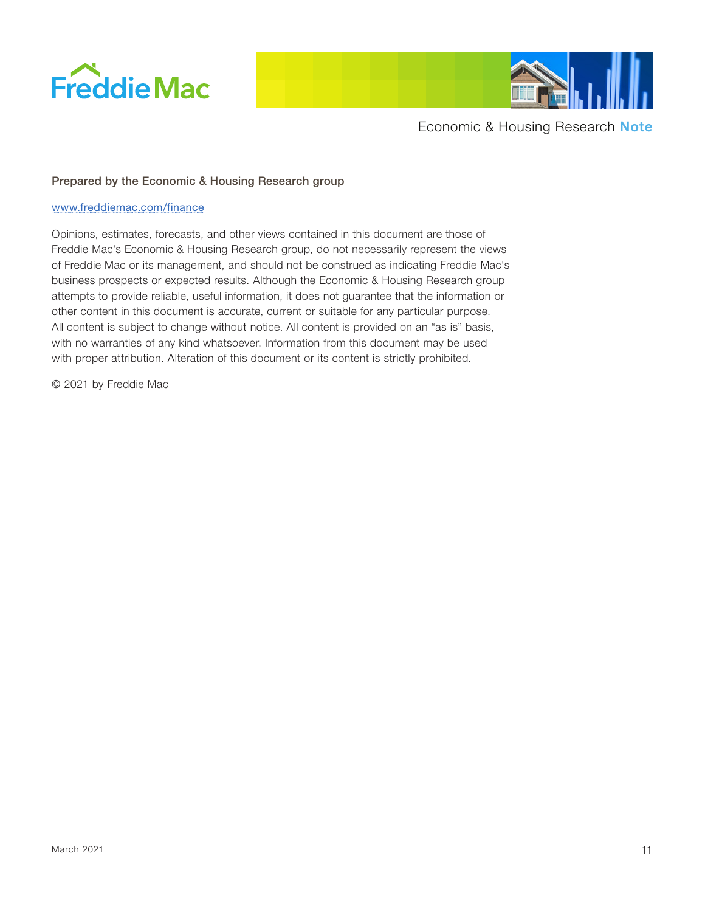**Prepared by the Economic & Housing Research group**

www.freddiemac.com/finance

Opinions, estimates, forecasts, and other views contained in this document are those of Freddie Mac's Economic & Housing Research group, do not necessarily represent the views of Freddie Mac or its management, and should not be construed as indicating Freddie Mac's business prospects or expected results. Although the Economic & Housing Research group attempts to provide reliable, useful information, it does not guarantee that the information or other content in this document is accurate, current or suitable for any particular purpose. All content is subject to change without notice. All content is provided on an "as is" basis, with no warranties of any kind whatsoever. Information from this document may be used with proper attribution. Alteration of this document or its content is strictly prohibited.

© 2021 by Freddie Mac